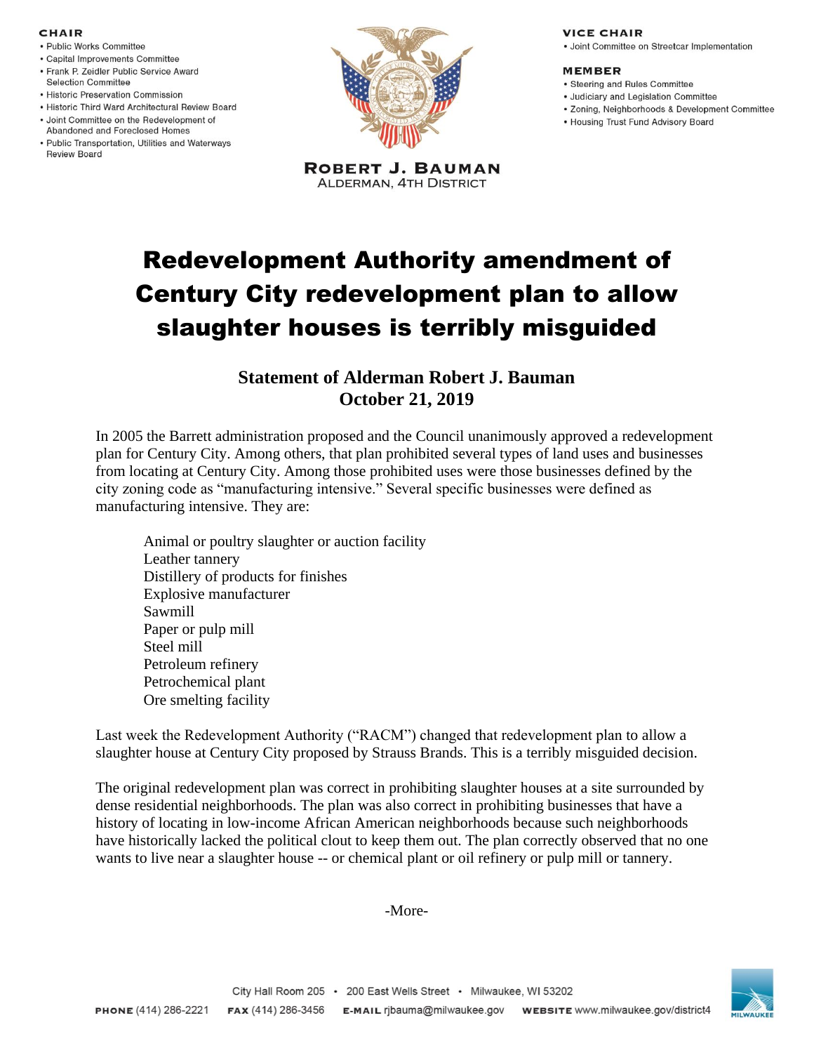**CHAIR**

- Public Works Committee
- Capital Improvements Committee
- Frank P. Zeidler Public Service Award Selection Committee
- Historic Preservation Commission
- Historic Third Ward Architectural Review Board
- Joint Committee on the Redevelopment of Abandoned and Foreclosed Homes
- Public Transportation, Utilities and Waterways Review Board

**ROBERT J. BAUMAN**
ALDERMAN, 4TH DISTRICT

**VICE CHAIR**

- Joint Committee on Streetcar Implementation

**MEMBER**

- Steering and Rules Committee
- Judiciary and Legislation Committee
- Zoning, Neighborhoods & Development Committee
- Housing Trust Fund Advisory Board

# Redevelopment Authority amendment of Century City redevelopment plan to allow slaughter houses is terribly misguided

## Statement of Alderman Robert J. Bauman
## October 21, 2019

In 2005 the Barrett administration proposed and the Council unanimously approved a redevelopment plan for Century City. Among others, that plan prohibited several types of land uses and businesses from locating at Century City. Among those prohibited uses were those businesses defined by the city zoning code as "manufacturing intensive." Several specific businesses were defined as manufacturing intensive. They are:

Animal or poultry slaughter or auction facility
Leather tannery
Distillery of products for finishes
Explosive manufacturer
Sawmill
Paper or pulp mill
Steel mill
Petroleum refinery
Petrochemical plant
Ore smelting facility

Last week the Redevelopment Authority ("RACM") changed that redevelopment plan to allow a slaughter house at Century City proposed by Strauss Brands. This is a terribly misguided decision.

The original redevelopment plan was correct in prohibiting slaughter houses at a site surrounded by dense residential neighborhoods. The plan was also correct in prohibiting businesses that have a history of locating in low-income African American neighborhoods because such neighborhoods have historically lacked the political clout to keep them out. The plan correctly observed that no one wants to live near a slaughter house -- or chemical plant or oil refinery or pulp mill or tannery.

-More-

City Hall Room 205 • 200 East Wells Street • Milwaukee, WI 53202

**PHONE** (414) 286-2221 **FAX** (414) 286-3456 **E-MAIL** rjbauma@milwaukee.gov **WEBSITE** www.milwaukee.gov/district4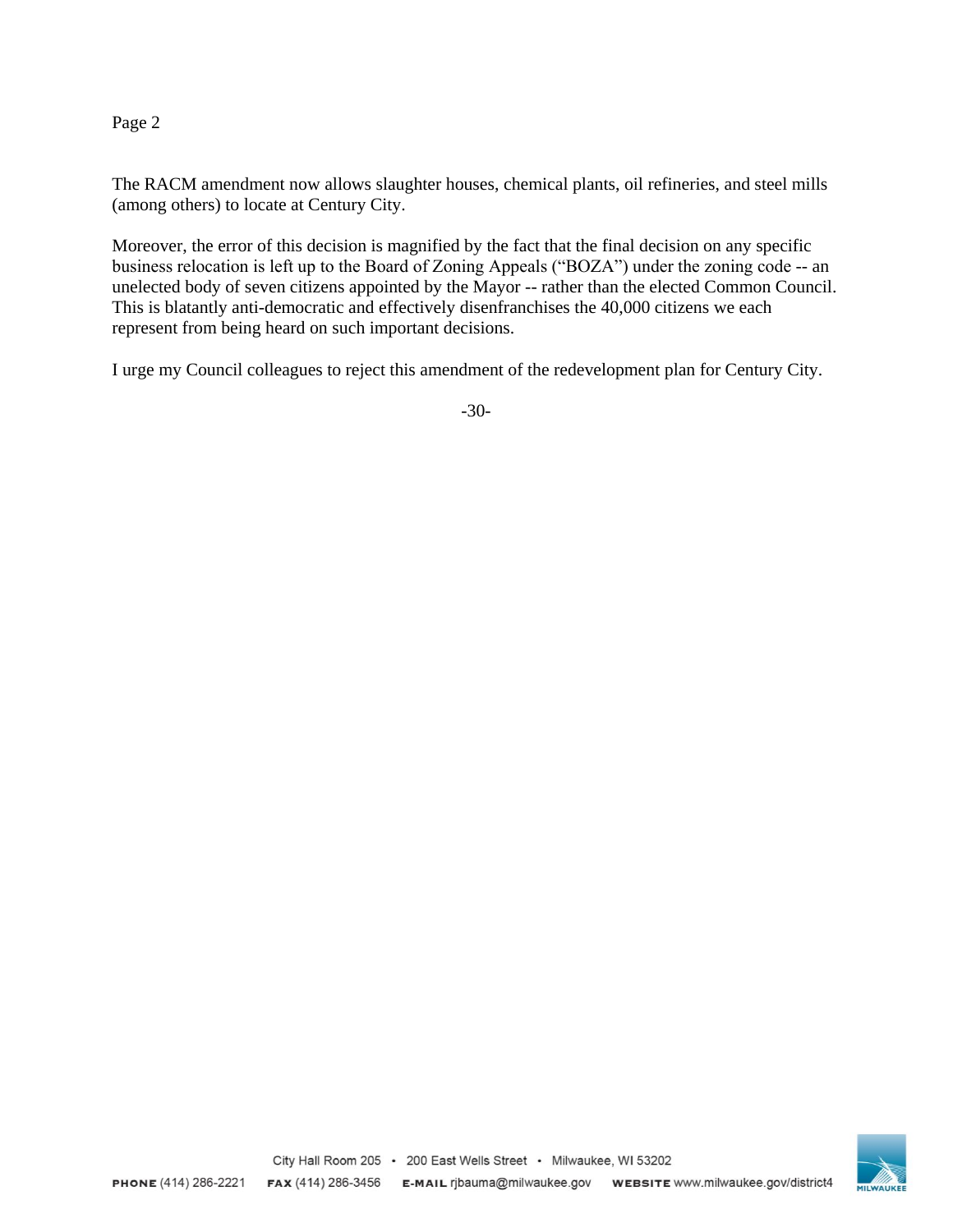The RACM amendment now allows slaughter houses, chemical plants, oil refineries, and steel mills (among others) to locate at Century City.

Moreover, the error of this decision is magnified by the fact that the final decision on any specific business relocation is left up to the Board of Zoning Appeals ("BOZA") under the zoning code -- an unelected body of seven citizens appointed by the Mayor -- rather than the elected Common Council. This is blatantly anti-democratic and effectively disenfranchises the 40,000 citizens we each represent from being heard on such important decisions.

I urge my Council colleagues to reject this amendment of the redevelopment plan for Century City.

-30-